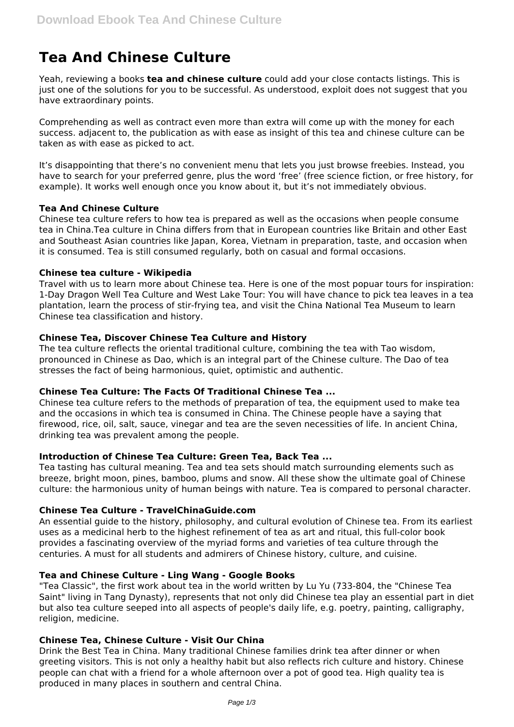# Tea And Chinese Culture

Yeah, reviewing a books **tea and chinese culture** could add your close contacts listings. This is just one of the solutions for you to be successful. As understood, exploit does not suggest that you have extraordinary points.

Comprehending as well as contract even more than extra will come up with the money for each success. adjacent to, the publication as with ease as insight of this tea and chinese culture can be taken as with ease as picked to act.

It's disappointing that there's no convenient menu that lets you just browse freebies. Instead, you have to search for your preferred genre, plus the word 'free' (free science fiction, or free history, for example). It works well enough once you know about it, but it's not immediately obvious.

### Tea And Chinese Culture

Chinese tea culture refers to how tea is prepared as well as the occasions when people consume tea in China.Tea culture in China differs from that in European countries like Britain and other East and Southeast Asian countries like Japan, Korea, Vietnam in preparation, taste, and occasion when it is consumed. Tea is still consumed regularly, both on casual and formal occasions.

### Chinese tea culture - Wikipedia

Travel with us to learn more about Chinese tea. Here is one of the most popular tours for inspiration: 1-Day Dragon Well Tea Culture and West Lake Tour: You will have chance to pick tea leaves in a tea plantation, learn the process of stir-frying tea, and visit the China National Tea Museum to learn Chinese tea classification and history.

### Chinese Tea, Discover Chinese Tea Culture and History

The tea culture reflects the oriental traditional culture, combining the tea with Tao wisdom, pronounced in Chinese as Dao, which is an integral part of the Chinese culture. The Dao of tea stresses the fact of being harmonious, quiet, optimistic and authentic.

### Chinese Tea Culture: The Facts Of Traditional Chinese Tea ...

Chinese tea culture refers to the methods of preparation of tea, the equipment used to make tea and the occasions in which tea is consumed in China. The Chinese people have a saying that firewood, rice, oil, salt, sauce, vinegar and tea are the seven necessities of life. In ancient China, drinking tea was prevalent among the people.

### Introduction of Chinese Tea Culture: Green Tea, Back Tea ...

Tea tasting has cultural meaning. Tea and tea sets should match surrounding elements such as breeze, bright moon, pines, bamboo, plums and snow. All these show the ultimate goal of Chinese culture: the harmonious unity of human beings with nature. Tea is compared to personal character.

### Chinese Tea Culture - TravelChinaGuide.com

An essential guide to the history, philosophy, and cultural evolution of Chinese tea. From its earliest uses as a medicinal herb to the highest refinement of tea as art and ritual, this full-color book provides a fascinating overview of the myriad forms and varieties of tea culture through the centuries. A must for all students and admirers of Chinese history, culture, and cuisine.

### Tea and Chinese Culture - Ling Wang - Google Books

"Tea Classic", the first work about tea in the world written by Lu Yu (733-804, the "Chinese Tea Saint" living in Tang Dynasty), represents that not only did Chinese tea play an essential part in diet but also tea culture seeped into all aspects of people's daily life, e.g. poetry, painting, calligraphy, religion, medicine.

### Chinese Tea, Chinese Culture - Visit Our China

Drink the Best Tea in China. Many traditional Chinese families drink tea after dinner or when greeting visitors. This is not only a healthy habit but also reflects rich culture and history. Chinese people can chat with a friend for a whole afternoon over a pot of good tea. High quality tea is produced in many places in southern and central China.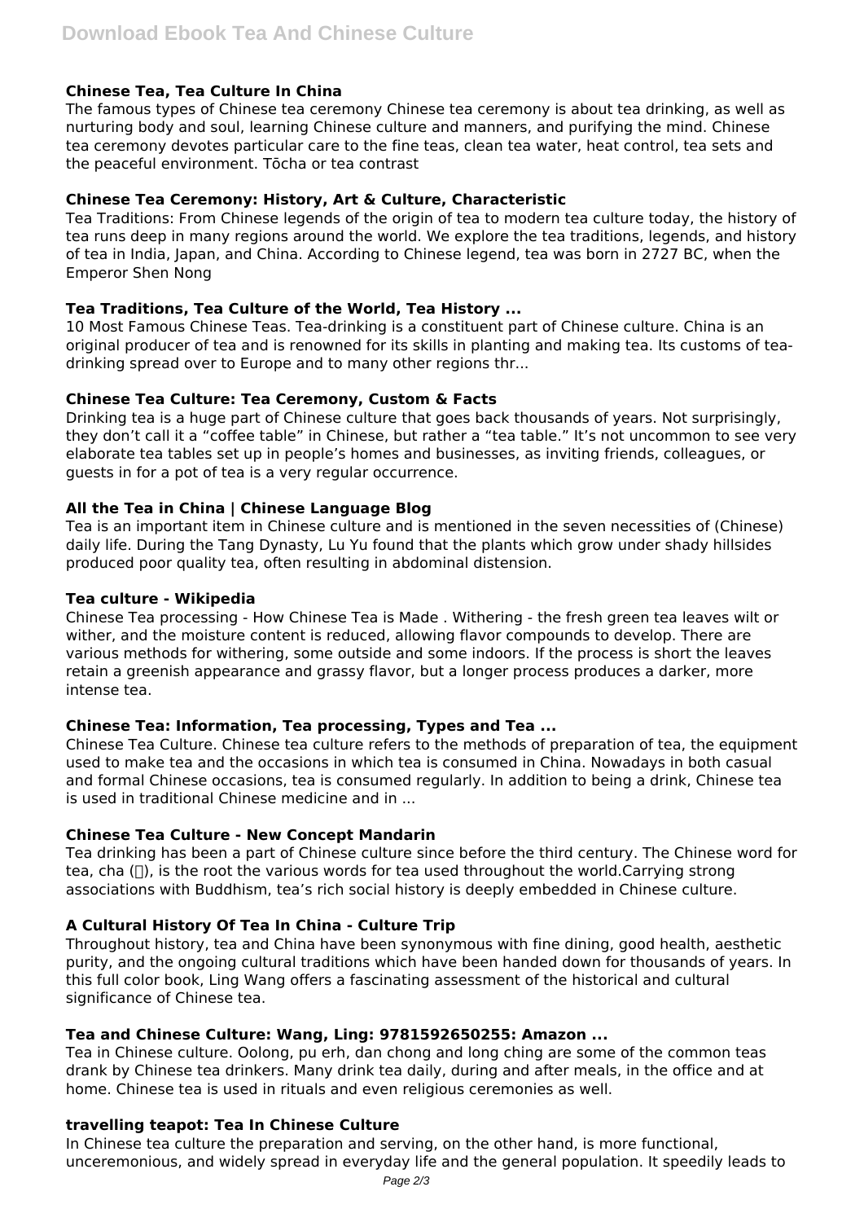### Chinese Tea, Tea Culture In China

The famous types of Chinese tea ceremony Chinese tea ceremony is about tea drinking, as well as nurturing body and soul, learning Chinese culture and manners, and purifying the mind. Chinese tea ceremony devotes particular care to the fine teas, clean tea water, heat control, tea sets and the peaceful environment. Tōcha or tea contrast

### Chinese Tea Ceremony: History, Art & Culture, Characteristic

Tea Traditions: From Chinese legends of the origin of tea to modern tea culture today, the history of tea runs deep in many regions around the world. We explore the tea traditions, legends, and history of tea in India, Japan, and China. According to Chinese legend, tea was born in 2727 BC, when the Emperor Shen Nong

### Tea Traditions, Tea Culture of the World, Tea History ...

10 Most Famous Chinese Teas. Tea-drinking is a constituent part of Chinese culture. China is an original producer of tea and is renowned for its skills in planting and making tea. Its customs of tea-drinking spread over to Europe and to many other regions thr...

### Chinese Tea Culture: Tea Ceremony, Custom & Facts

Drinking tea is a huge part of Chinese culture that goes back thousands of years. Not surprisingly, they don't call it a "coffee table" in Chinese, but rather a "tea table." It's not uncommon to see very elaborate tea tables set up in people's homes and businesses, as inviting friends, colleagues, or guests in for a pot of tea is a very regular occurrence.

### All the Tea in China | Chinese Language Blog

Tea is an important item in Chinese culture and is mentioned in the seven necessities of (Chinese) daily life. During the Tang Dynasty, Lu Yu found that the plants which grow under shady hillsides produced poor quality tea, often resulting in abdominal distension.

### Tea culture - Wikipedia

Chinese Tea processing - How Chinese Tea is Made . Withering - the fresh green tea leaves wilt or wither, and the moisture content is reduced, allowing flavor compounds to develop. There are various methods for withering, some outside and some indoors. If the process is short the leaves retain a greenish appearance and grassy flavor, but a longer process produces a darker, more intense tea.

### Chinese Tea: Information, Tea processing, Types and Tea ...

Chinese Tea Culture. Chinese tea culture refers to the methods of preparation of tea, the equipment used to make tea and the occasions in which tea is consumed in China. Nowadays in both casual and formal Chinese occasions, tea is consumed regularly. In addition to being a drink, Chinese tea is used in traditional Chinese medicine and in ...

### Chinese Tea Culture - New Concept Mandarin

Tea drinking has been a part of Chinese culture since before the third century. The Chinese word for tea, cha (茶), is the root the various words for tea used throughout the world.Carrying strong associations with Buddhism, tea's rich social history is deeply embedded in Chinese culture.

### A Cultural History Of Tea In China - Culture Trip

Throughout history, tea and China have been synonymous with fine dining, good health, aesthetic purity, and the ongoing cultural traditions which have been handed down for thousands of years. In this full color book, Ling Wang offers a fascinating assessment of the historical and cultural significance of Chinese tea.

### Tea and Chinese Culture: Wang, Ling: 9781592650255: Amazon ...

Tea in Chinese culture. Oolong, pu erh, dan chong and long ching are some of the common teas drank by Chinese tea drinkers. Many drink tea daily, during and after meals, in the office and at home. Chinese tea is used in rituals and even religious ceremonies as well.

### travelling teapot: Tea In Chinese Culture

In Chinese tea culture the preparation and serving, on the other hand, is more functional, unceremonious, and widely spread in everyday life and the general population. It speedily leads to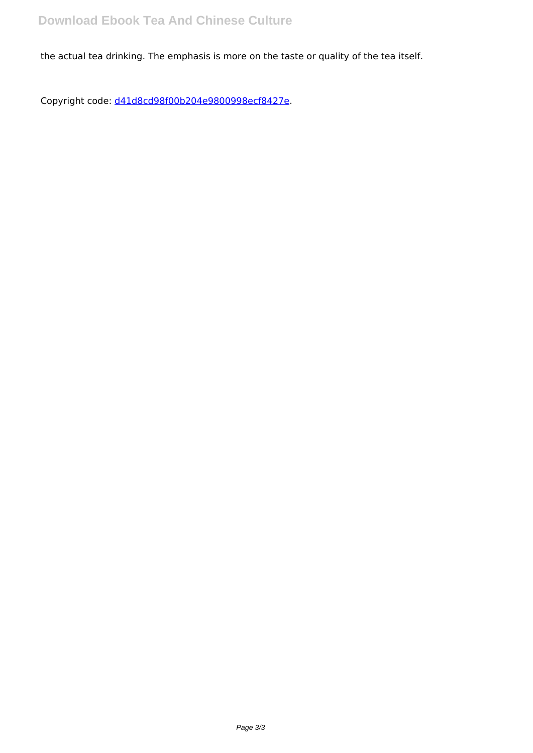the actual tea drinking. The emphasis is more on the taste or quality of the tea itself.

Copyright code: d41d8cd98f00b204e9800998ecf8427e.